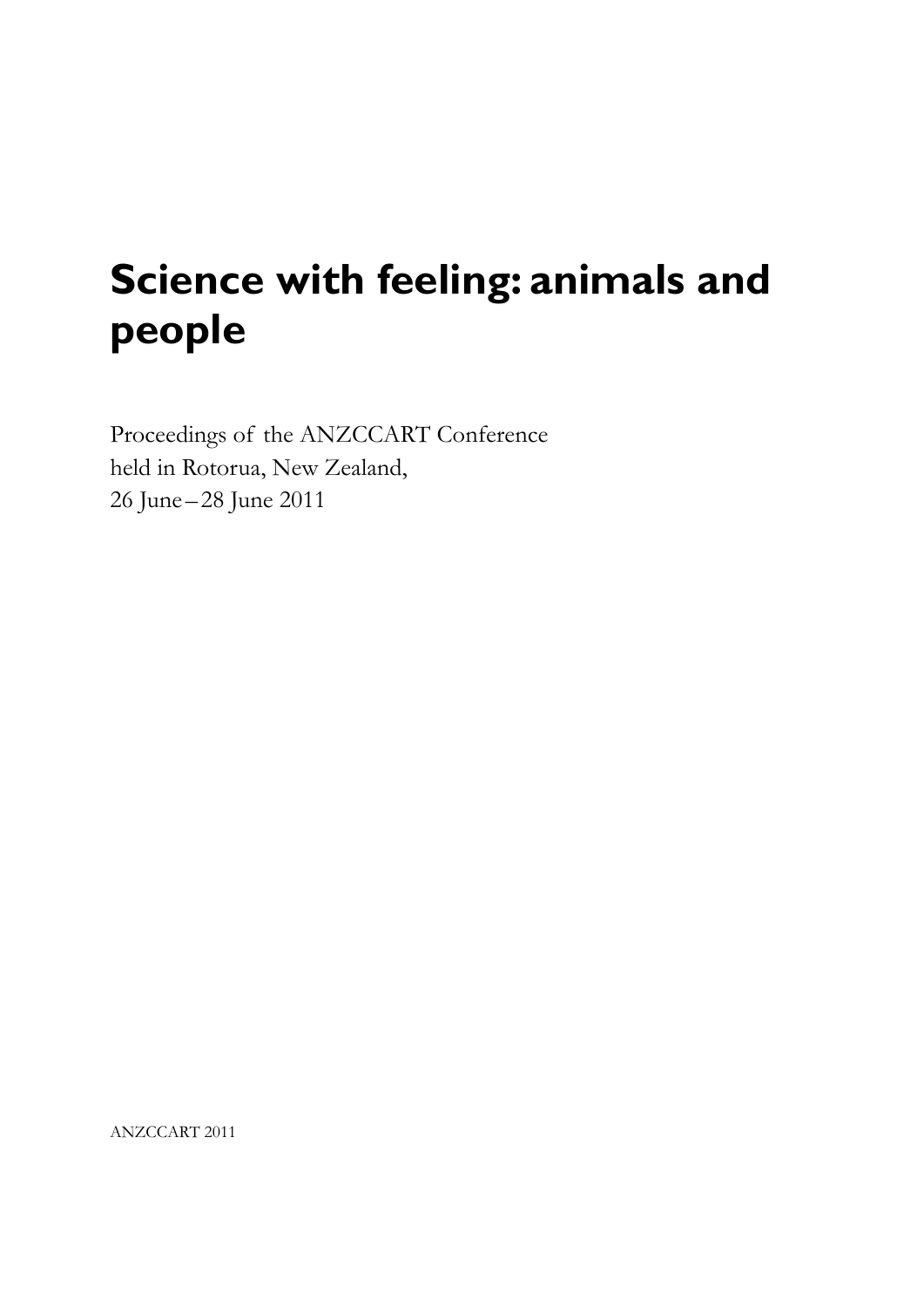# Science with feeling: animals and people

Proceedings of the ANZCCART Conference
held in Rotorua, New Zealand,
26 June – 28 June 2011

ANZCCART 2011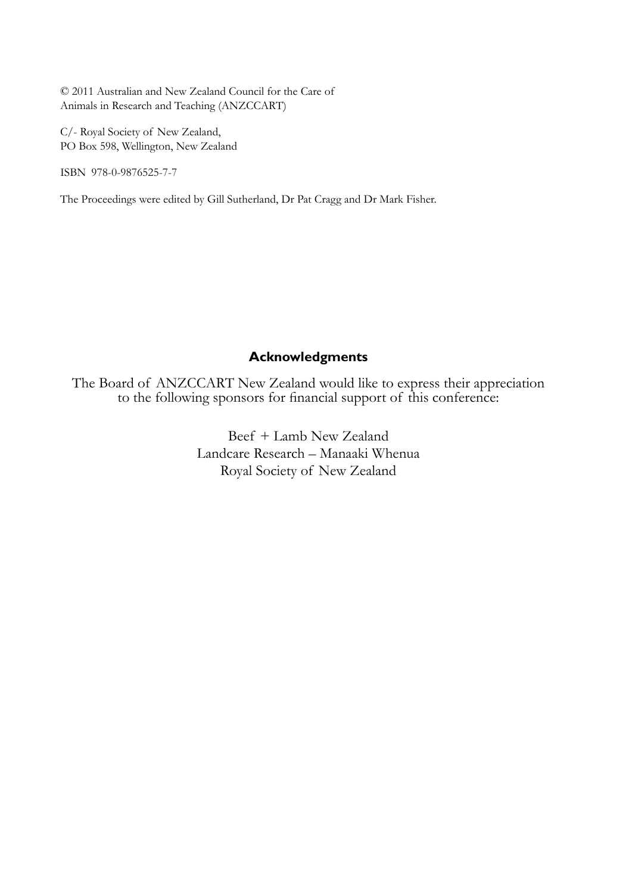© 2011 Australian and New Zealand Council for the Care of
Animals in Research and Teaching (ANZCCART)

C/- Royal Society of New Zealand,
PO Box 598, Wellington, New Zealand

ISBN 978-0-9876525-7-7

The Proceedings were edited by Gill Sutherland, Dr Pat Cragg and Dr Mark Fisher.

## Acknowledgments

The Board of ANZCCART New Zealand would like to express their appreciation to the following sponsors for financial support of this conference:

Beef + Lamb New Zealand
Landcare Research – Manaaki Whenua
Royal Society of New Zealand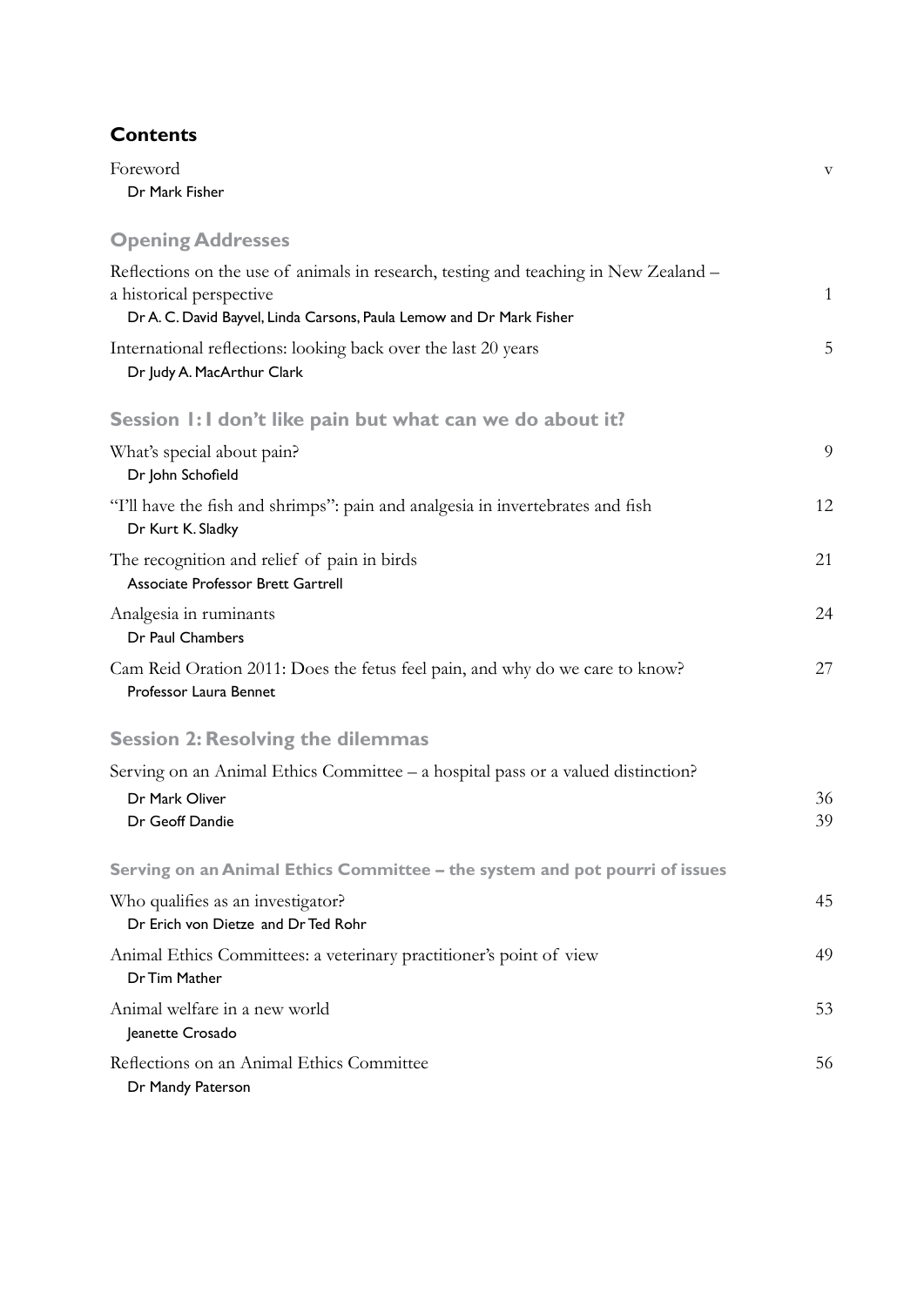## Contents

| | |
|---|---|
| Foreword<br>Dr Mark Fisher | v |

### Opening Addresses

| | |
|---|---|
| Reflections on the use of animals in research, testing and teaching in New Zealand – a historical perspective<br>Dr A. C. David Bayvel, Linda Carsons, Paula Lemow and Dr Mark Fisher | 1 |
| International reflections: looking back over the last 20 years<br>Dr Judy A. MacArthur Clark | 5 |

### Session 1: I don't like pain but what can we do about it?

| | |
|---|---|
| What's special about pain?<br>Dr John Schofield | 9 |
| "I'll have the fish and shrimps": pain and analgesia in invertebrates and fish<br>Dr Kurt K. Sladky | 12 |
| The recognition and relief of pain in birds<br>Associate Professor Brett Gartrell | 21 |
| Analgesia in ruminants<br>Dr Paul Chambers | 24 |
| Cam Reid Oration 2011: Does the fetus feel pain, and why do we care to know?<br>Professor Laura Bennet | 27 |

### Session 2: Resolving the dilemmas

| | |
|---|---|
| Serving on an Animal Ethics Committee – a hospital pass or a valued distinction? | |
| Dr Mark Oliver | 36 |
| Dr Geoff Dandie | 39 |

#### Serving on an Animal Ethics Committee – the system and pot pourri of issues

| | |
|---|---|
| Who qualifies as an investigator?<br>Dr Erich von Dietze and Dr Ted Rohr | 45 |
| Animal Ethics Committees: a veterinary practitioner's point of view<br>Dr Tim Mather | 49 |
| Animal welfare in a new world<br>Jeanette Crosado | 53 |
| Reflections on an Animal Ethics Committee<br>Dr Mandy Paterson | 56 |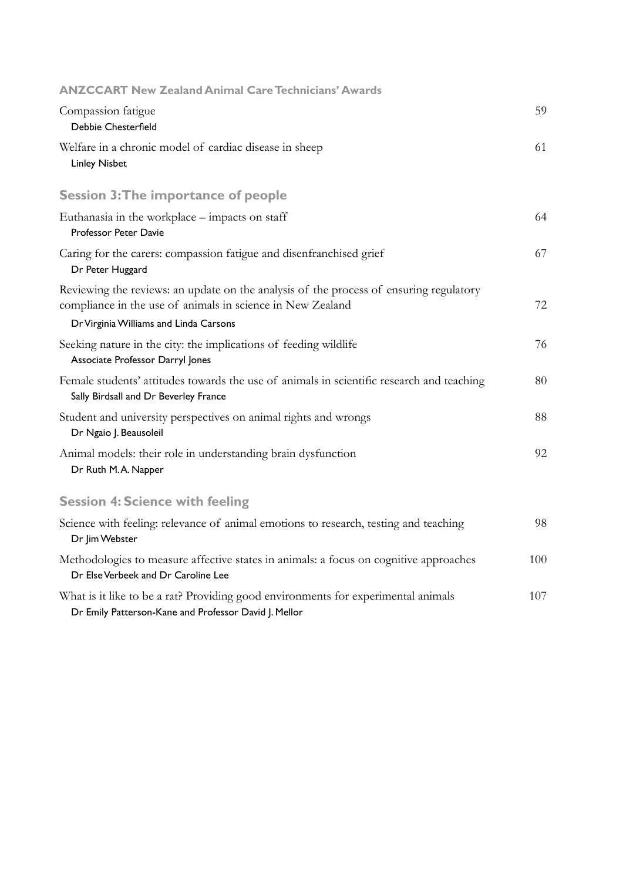### ANZCCART New Zealand Animal Care Technicians' Awards

| | |
|---|---|
| Compassion fatigue<br>Debbie Chesterfield | 59 |
| Welfare in a chronic model of cardiac disease in sheep<br>Linley Nisbet | 61 |

## Session 3: The importance of people

| | |
|---|---|
| Euthanasia in the workplace – impacts on staff<br>Professor Peter Davie | 64 |
| Caring for the carers: compassion fatigue and disenfranchised grief<br>Dr Peter Huggard | 67 |
| Reviewing the reviews: an update on the analysis of the process of ensuring regulatory compliance in the use of animals in science in New Zealand<br>Dr Virginia Williams and Linda Carsons | 72 |
| Seeking nature in the city: the implications of feeding wildlife<br>Associate Professor Darryl Jones | 76 |
| Female students' attitudes towards the use of animals in scientific research and teaching<br>Sally Birdsall and Dr Beverley France | 80 |
| Student and university perspectives on animal rights and wrongs<br>Dr Ngaio J. Beausoleil | 88 |
| Animal models: their role in understanding brain dysfunction<br>Dr Ruth M. A. Napper | 92 |

## Session 4: Science with feeling

| | |
|---|---|
| Science with feeling: relevance of animal emotions to research, testing and teaching<br>Dr Jim Webster | 98 |
| Methodologies to measure affective states in animals: a focus on cognitive approaches<br>Dr Else Verbeek and Dr Caroline Lee | 100 |
| What is it like to be a rat? Providing good environments for experimental animals<br>Dr Emily Patterson-Kane and Professor David J. Mellor | 107 |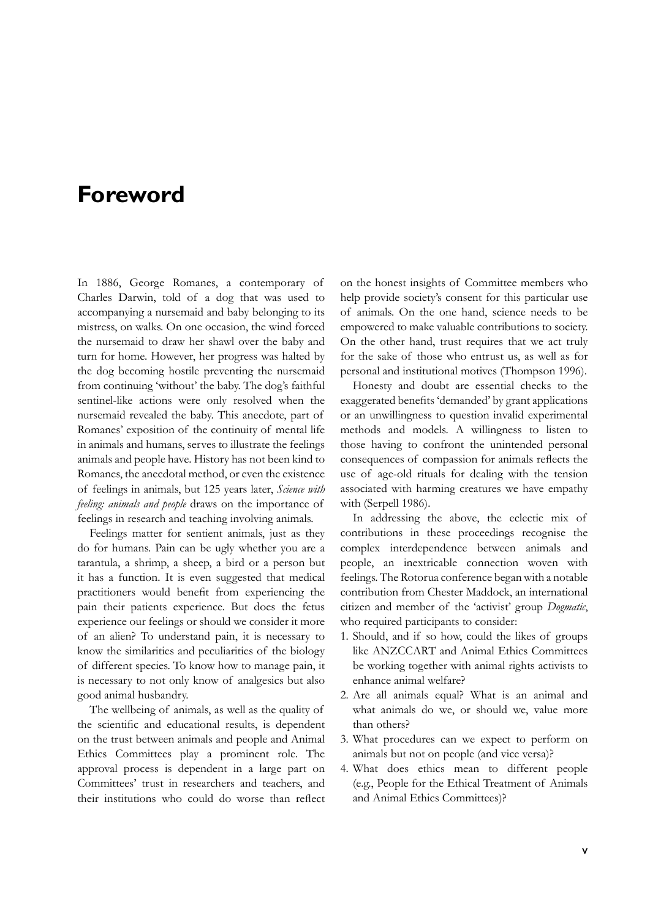# Foreword

In 1886, George Romanes, a contemporary of Charles Darwin, told of a dog that was used to accompanying a nursemaid and baby belonging to its mistress, on walks. On one occasion, the wind forced the nursemaid to draw her shawl over the baby and turn for home. However, her progress was halted by the dog becoming hostile preventing the nursemaid from continuing 'without' the baby. The dog's faithful sentinel-like actions were only resolved when the nursemaid revealed the baby. This anecdote, part of Romanes' exposition of the continuity of mental life in animals and humans, serves to illustrate the feelings animals and people have. History has not been kind to Romanes, the anecdotal method, or even the existence of feelings in animals, but 125 years later, *Science with feeling: animals and people* draws on the importance of feelings in research and teaching involving animals.

Feelings matter for sentient animals, just as they do for humans. Pain can be ugly whether you are a tarantula, a shrimp, a sheep, a bird or a person but it has a function. It is even suggested that medical practitioners would benefit from experiencing the pain their patients experience. But does the fetus experience our feelings or should we consider it more of an alien? To understand pain, it is necessary to know the similarities and peculiarities of the biology of different species. To know how to manage pain, it is necessary to not only know of analgesics but also good animal husbandry.

The wellbeing of animals, as well as the quality of the scientific and educational results, is dependent on the trust between animals and people and Animal Ethics Committees play a prominent role. The approval process is dependent in a large part on Committees' trust in researchers and teachers, and their institutions who could do worse than reflect on the honest insights of Committee members who help provide society's consent for this particular use of animals. On the one hand, science needs to be empowered to make valuable contributions to society. On the other hand, trust requires that we act truly for the sake of those who entrust us, as well as for personal and institutional motives (Thompson 1996).

Honesty and doubt are essential checks to the exaggerated benefits 'demanded' by grant applications or an unwillingness to question invalid experimental methods and models. A willingness to listen to those having to confront the unintended personal consequences of compassion for animals reflects the use of age-old rituals for dealing with the tension associated with harming creatures we have empathy with (Serpell 1986).

In addressing the above, the eclectic mix of contributions in these proceedings recognise the complex interdependence between animals and people, an inextricable connection woven with feelings. The Rotorua conference began with a notable contribution from Chester Maddock, an international citizen and member of the 'activist' group *Dogmatic*, who required participants to consider:

1. Should, and if so how, could the likes of groups like ANZCCART and Animal Ethics Committees be working together with animal rights activists to enhance animal welfare?
2. Are all animals equal? What is an animal and what animals do we, or should we, value more than others?
3. What procedures can we expect to perform on animals but not on people (and vice versa)?
4. What does ethics mean to different people (e.g., People for the Ethical Treatment of Animals and Animal Ethics Committees)?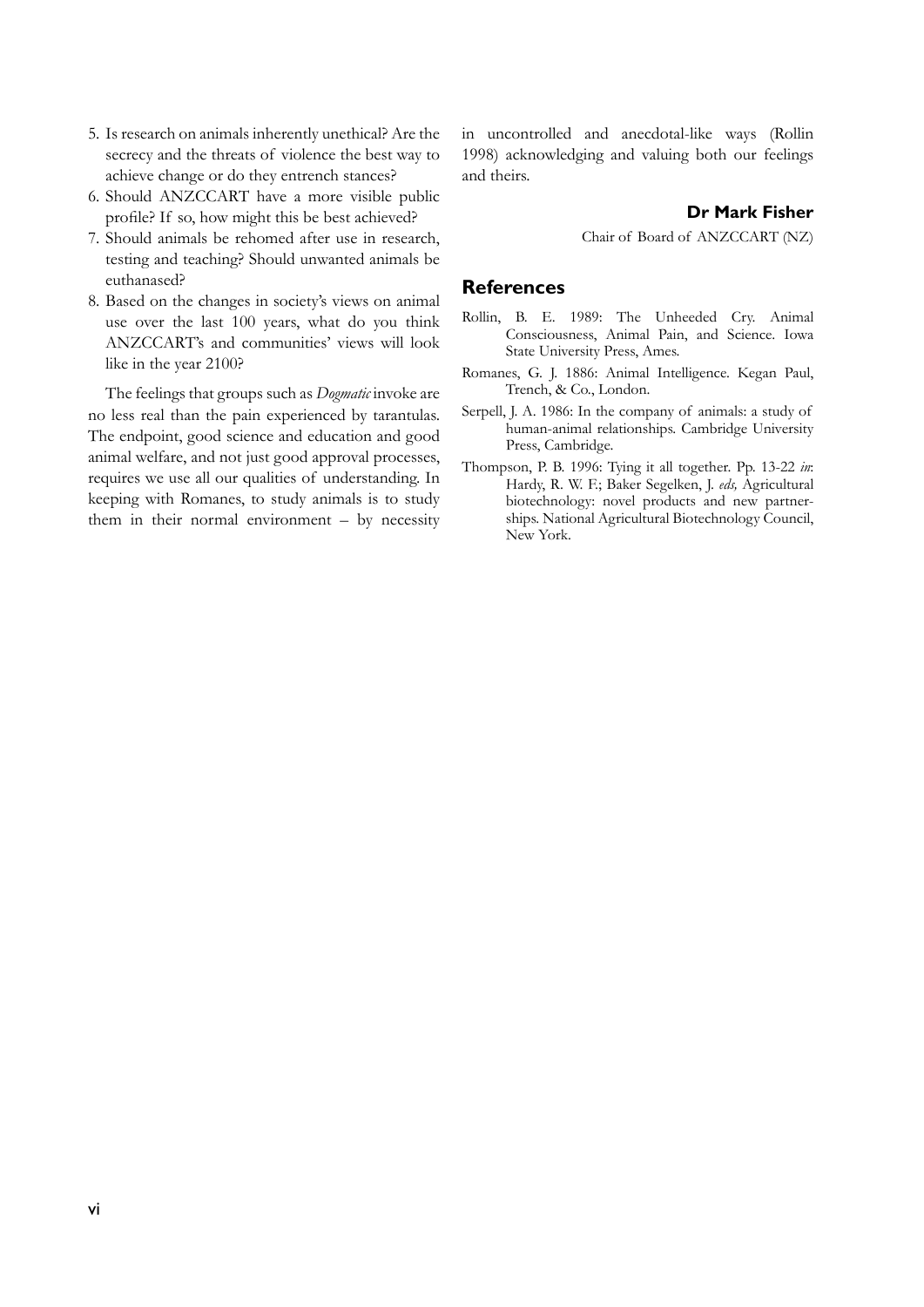5. Is research on animals inherently unethical? Are the secrecy and the threats of violence the best way to achieve change or do they entrench stances?
6. Should ANZCCART have a more visible public profile? If so, how might this be best achieved?
7. Should animals be rehomed after use in research, testing and teaching? Should unwanted animals be euthanased?
8. Based on the changes in society's views on animal use over the last 100 years, what do you think ANZCCART's and communities' views will look like in the year 2100?

The feelings that groups such as *Dogmatic* invoke are no less real than the pain experienced by tarantulas. The endpoint, good science and education and good animal welfare, and not just good approval processes, requires we use all our qualities of understanding. In keeping with Romanes, to study animals is to study them in their normal environment – by necessity in uncontrolled and anecdotal-like ways (Rollin 1998) acknowledging and valuing both our feelings and theirs.

**Dr Mark Fisher**

Chair of Board of ANZCCART (NZ)

## References

Rollin, B. E. 1989: The Unheeded Cry. Animal Consciousness, Animal Pain, and Science. Iowa State University Press, Ames.

Romanes, G. J. 1886: Animal Intelligence. Kegan Paul, Trench, & Co., London.

Serpell, J. A. 1986: In the company of animals: a study of human-animal relationships. Cambridge University Press, Cambridge.

Thompson, P. B. 1996: Tying it all together. Pp. 13-22 *in*: Hardy, R. W. F.; Baker Segelken, J. *eds,* Agricultural biotechnology: novel products and new partnerships. National Agricultural Biotechnology Council, New York.